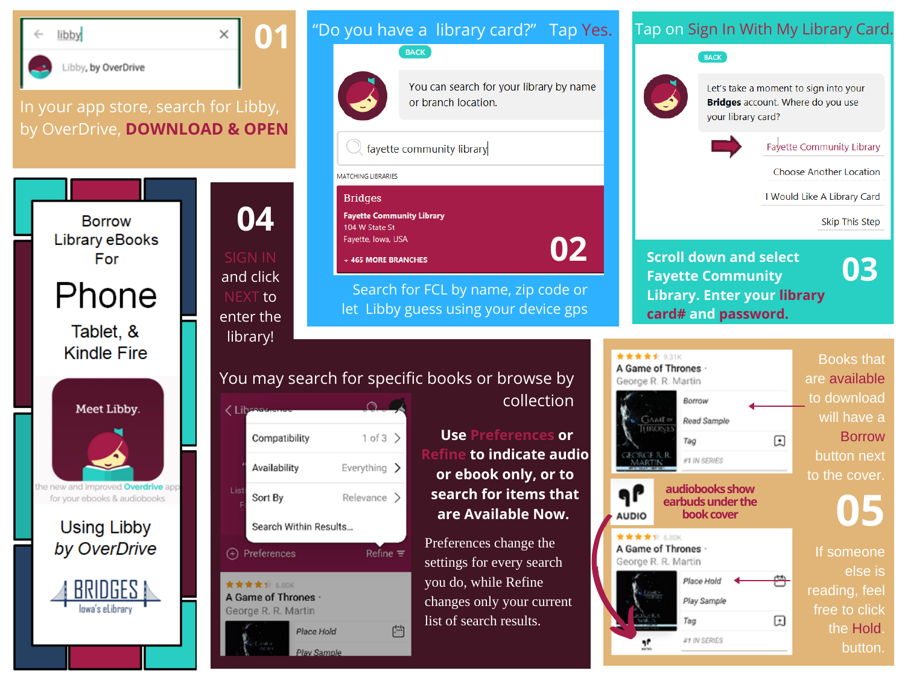# Borrow Library eBooks For Phone, Tablet, & Kindle Fire

Meet Libby.

the new and improved Overdrive app for your ebooks & audiobooks

## Using Libby by OverDrive

BRIDGES
Iowa's eLibrary

## 01

libby

Libby, by OverDrive

In your app store, search for Libby, by OverDrive, **DOWNLOAD & OPEN**

## 02

"Do you have a library card?" Tap Yes.

BACK

You can search for your library by name or branch location.

fayette community library

MATCHING LIBRARIES

Bridges
**Fayette Community Library**
104 W State St
Fayette, Iowa, USA
+ 465 MORE BRANCHES

Search for FCL by name, zip code or let Libby guess using your device gps

## 03

Tap on Sign In With My Library Card.

BACK

Let's take a moment to sign into your **Bridges** account. Where do you use your library card?

- Fayette Community Library
- Choose Another Location
- I Would Like A Library Card
- Skip This Step

**Scroll down and select Fayette Community Library. Enter your library card# and password.**

## 04

SIGN IN and click NEXT to enter the library!

You may search for specific books or browse by collection

| | | |
|---|---|---|
| Compatibility | 1 of 3 | > |
| Availability | Everything | > |
| Sort By | Relevance | > |
| Search Within Results... | | |

Preferences | Refine

A Game of Thrones · George R. R. Martin
Place Hold
Play Sample

**Use Preferences or Refine to indicate audio or ebook only, or to search for items that are Available Now.**

Preferences change the settings for every search you do, while Refine changes only your current list of search results.

## 05

A Game of Thrones · George R. R. Martin
Borrow
Read Sample
Tag
#1 IN SERIES

Books that are available to download will have a Borrow button next to the cover.

AUDIO

audiobooks show earbuds under the book cover

A Game of Thrones · George R. R. Martin
Place Hold
Play Sample
Tag
#1 IN SERIES

If someone else is reading, feel free to click the Hold button.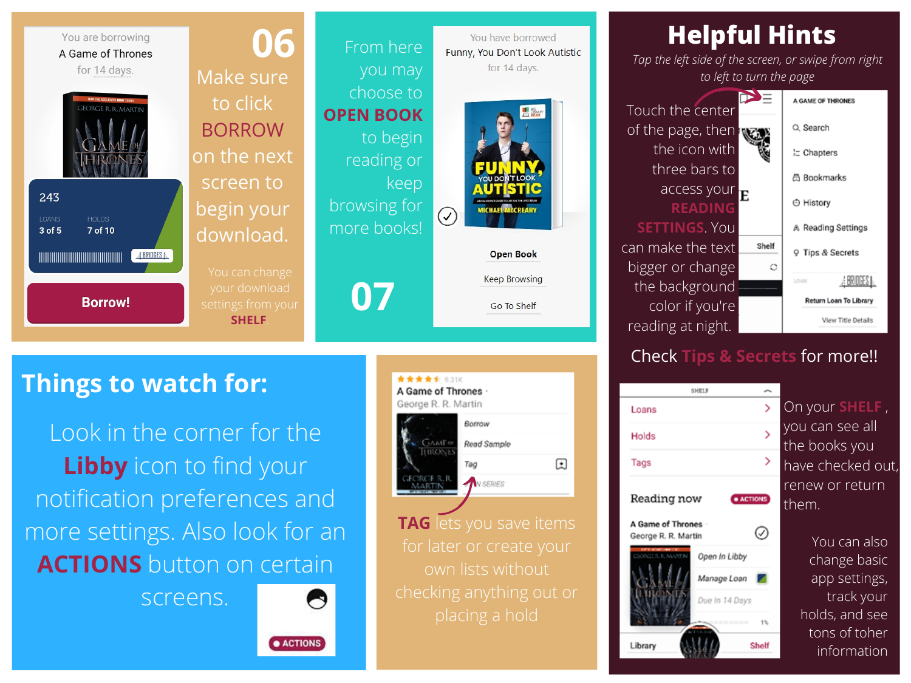## 06

Make sure to click BORROW on the next screen to begin your download.

You can change your download settings from your SHELF.

## 07

From here you may choose to OPEN BOOK to begin reading or keep browsing for more books!

# Helpful Hints

*Tap the left side of the screen, or swipe from right to left to turn the page*

Touch the center of the page, then the icon with three bars to access your READING SETTINGS. You can make the text bigger or change the background color if you're reading at night.

Check Tips & Secrets for more!!

On your SHELF , you can see all the books you have checked out, renew or return them.

You can also change basic app settings, track your holds, and see tons of toher information

# Things to watch for:

Look in the corner for the **Libby** icon to find your notification preferences and more settings. Also look for an **ACTIONS** button on certain screens.

**TAG** lets you save items for later or create your own lists without checking anything out or placing a hold